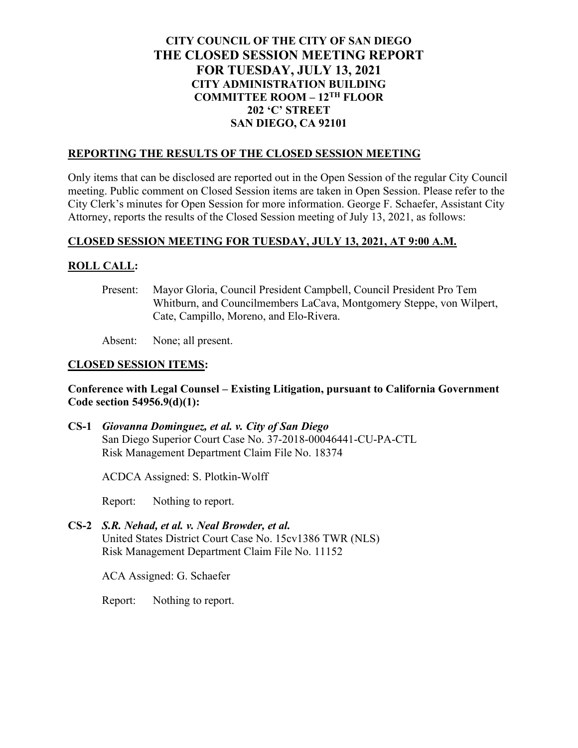# CITY COUNCIL OF THE CITY OF SAN DIEGO
# THE CLOSED SESSION MEETING REPORT
# FOR TUESDAY, JULY 13, 2021
## CITY ADMINISTRATION BUILDING
## COMMITTEE ROOM – 12TH FLOOR
## 202 'C' STREET
## SAN DIEGO, CA 92101

## REPORTING THE RESULTS OF THE CLOSED SESSION MEETING

Only items that can be disclosed are reported out in the Open Session of the regular City Council meeting. Public comment on Closed Session items are taken in Open Session. Please refer to the City Clerk's minutes for Open Session for more information. George F. Schaefer, Assistant City Attorney, reports the results of the Closed Session meeting of July 13, 2021, as follows:

## CLOSED SESSION MEETING FOR TUESDAY, JULY 13, 2021, AT 9:00 A.M.

## ROLL CALL:

Present: Mayor Gloria, Council President Campbell, Council President Pro Tem Whitburn, and Councilmembers LaCava, Montgomery Steppe, von Wilpert, Cate, Campillo, Moreno, and Elo-Rivera.

Absent: None; all present.

## CLOSED SESSION ITEMS:

**Conference with Legal Counsel – Existing Litigation, pursuant to California Government Code section 54956.9(d)(1):**

**CS-1** ***Giovanna Dominguez, et al. v. City of San Diego***
San Diego Superior Court Case No. 37-2018-00046441-CU-PA-CTL
Risk Management Department Claim File No. 18374

ACDCA Assigned: S. Plotkin-Wolff

Report: Nothing to report.

**CS-2** ***S.R. Nehad, et al. v. Neal Browder, et al.***
United States District Court Case No. 15cv1386 TWR (NLS)
Risk Management Department Claim File No. 11152

ACA Assigned: G. Schaefer

Report: Nothing to report.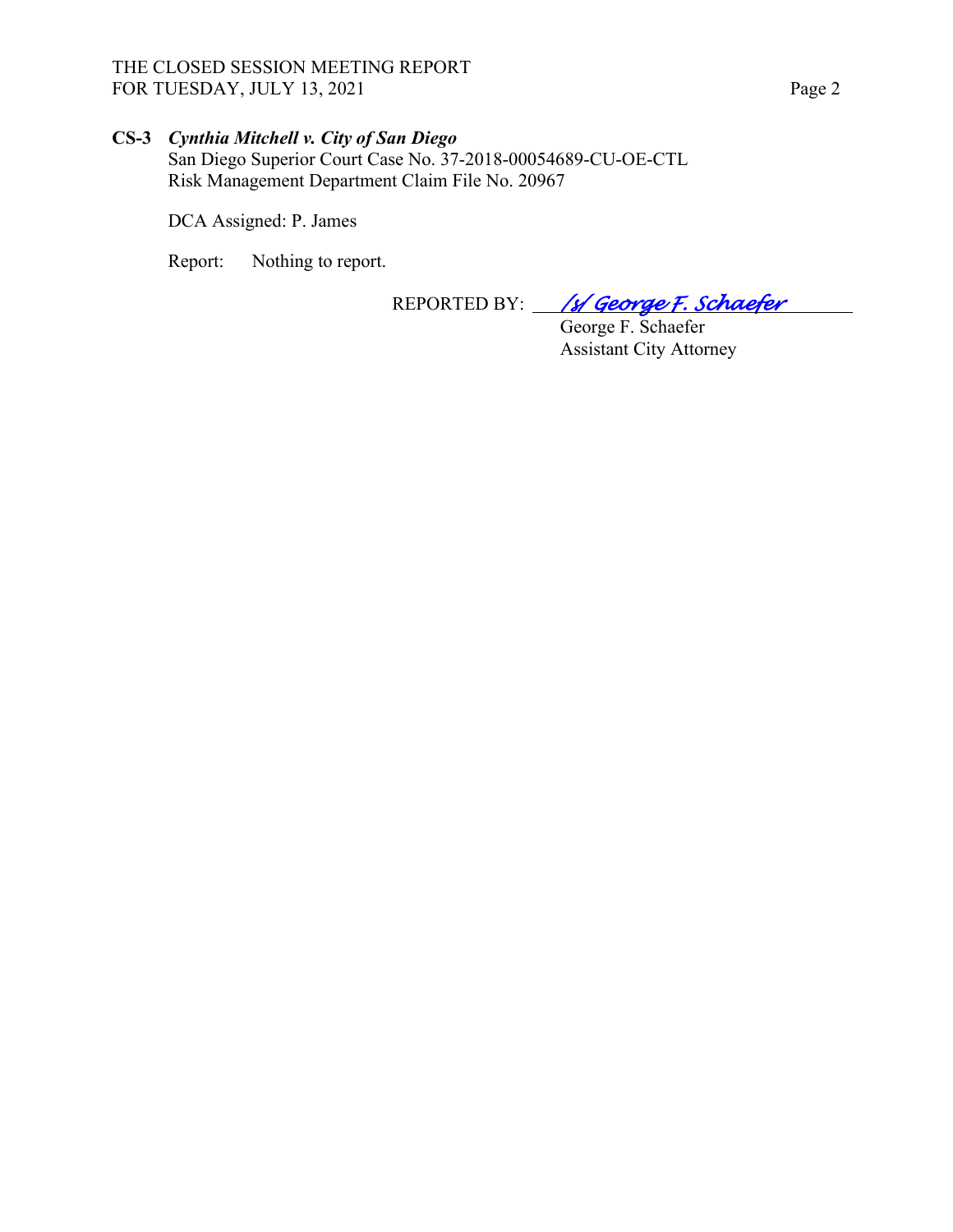**CS-3** ***Cynthia Mitchell v. City of San Diego***
San Diego Superior Court Case No. 37-2018-00054689-CU-OE-CTL
Risk Management Department Claim File No. 20967

DCA Assigned: P. James

Report: Nothing to report.

REPORTED BY: /s/ George F. Schaefer
George F. Schaefer
Assistant City Attorney